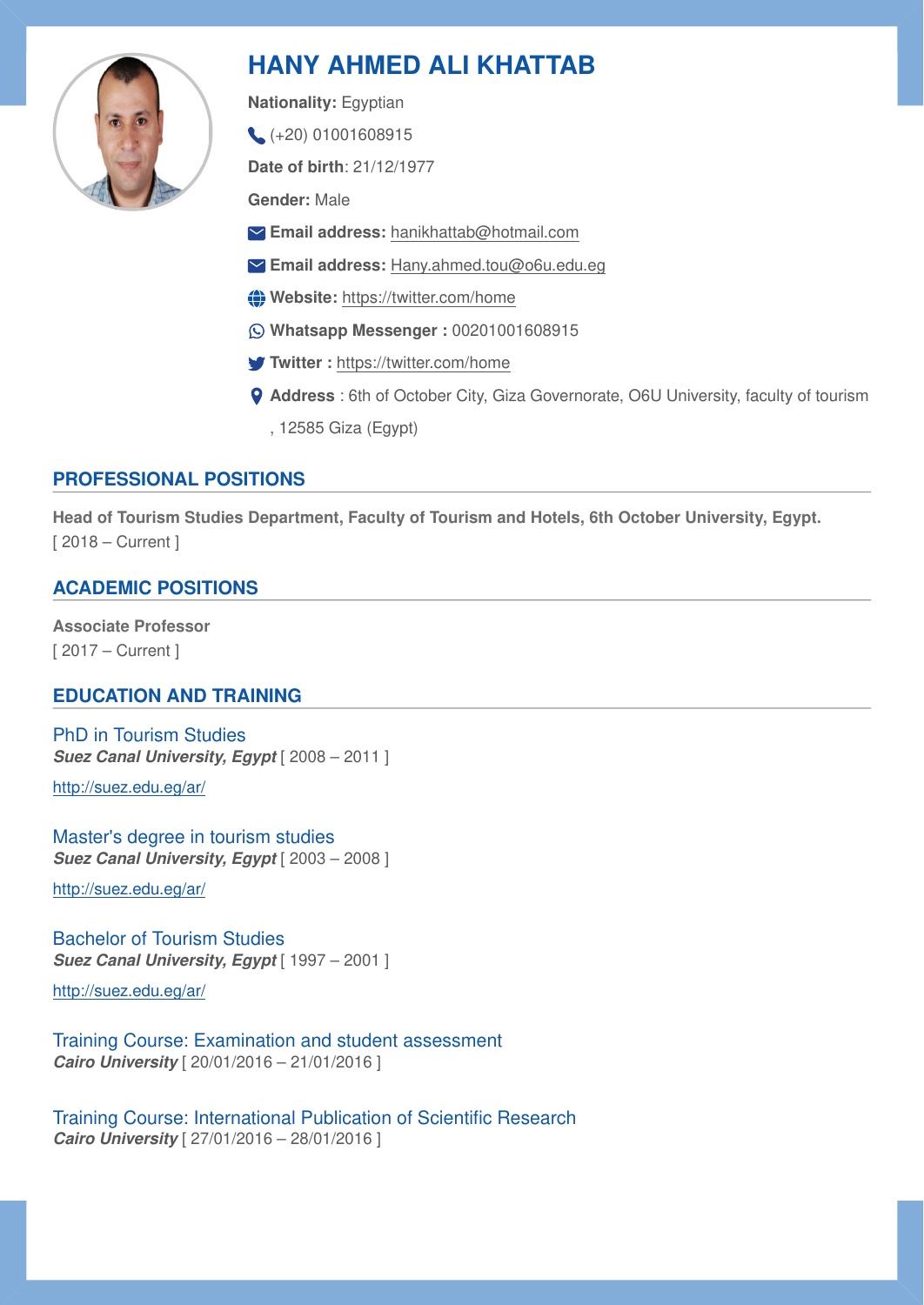# HANY AHMED ALI KHATTAB

**Nationality:** Egyptian

(+20) 01001608915

**Date of birth**: 21/12/1977

**Gender:** Male

**Email address:** hanikhattab@hotmail.com

**Email address:** Hany.ahmed.tou@o6u.edu.eg

**Website:** https://twitter.com/home

**Whatsapp Messenger :** 00201001608915

**Twitter :** https://twitter.com/home

**Address** : 6th of October City, Giza Governorate, O6U University, faculty of tourism , 12585 Giza (Egypt)

## PROFESSIONAL POSITIONS

**Head of Tourism Studies Department, Faculty of Tourism and Hotels, 6th October University, Egypt.**
[ 2018 – Current ]

## ACADEMIC POSITIONS

**Associate Professor**
[ 2017 – Current ]

## EDUCATION AND TRAINING

### PhD in Tourism Studies

***Suez Canal University, Egypt*** [ 2008 – 2011 ]

http://suez.edu.eg/ar/

### Master's degree in tourism studies

***Suez Canal University, Egypt*** [ 2003 – 2008 ]

http://suez.edu.eg/ar/

### Bachelor of Tourism Studies

***Suez Canal University, Egypt*** [ 1997 – 2001 ]

http://suez.edu.eg/ar/

### Training Course: Examination and student assessment

***Cairo University*** [ 20/01/2016 – 21/01/2016 ]

### Training Course: International Publication of Scientific Research

***Cairo University*** [ 27/01/2016 – 28/01/2016 ]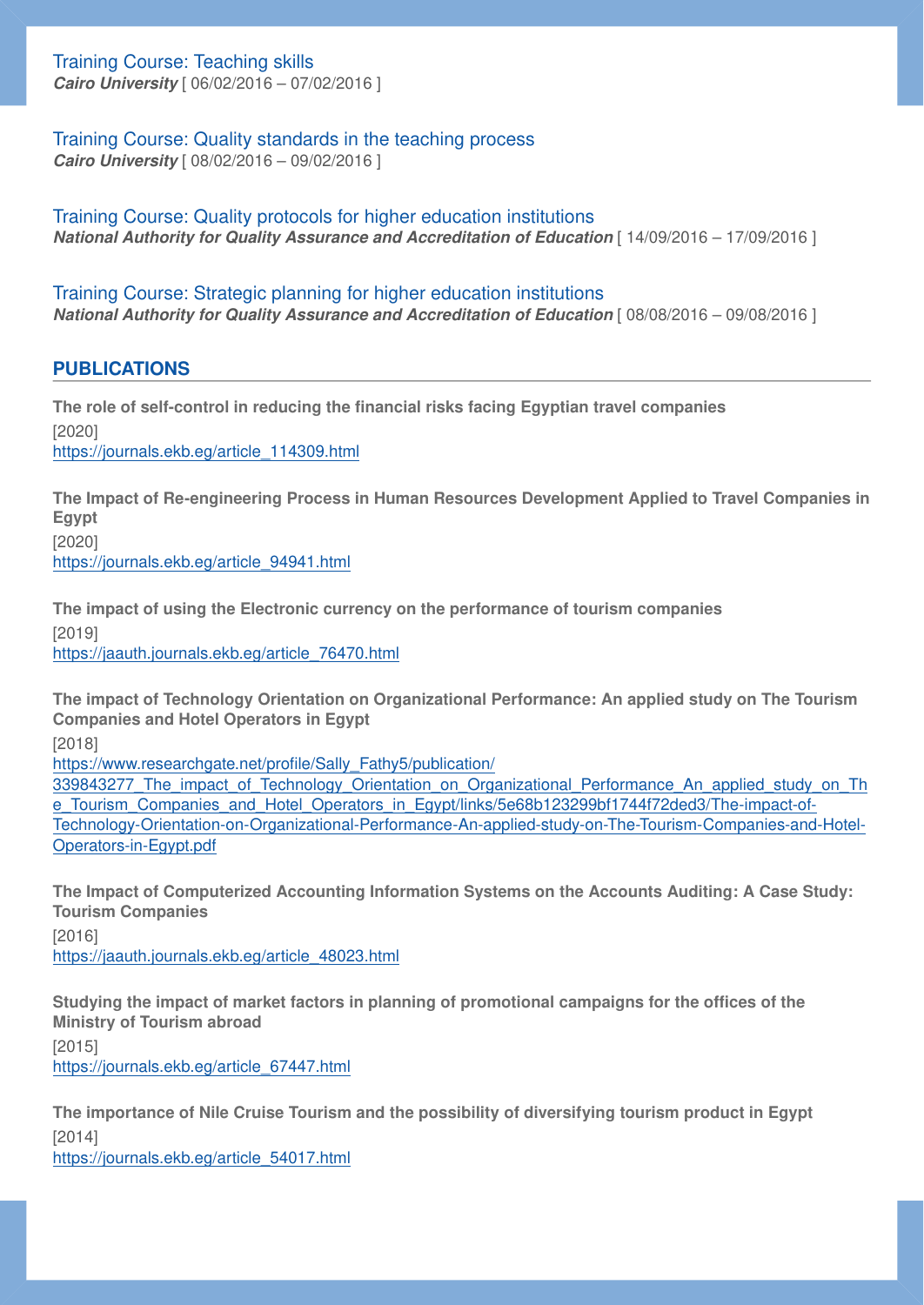Training Course: Teaching skills
***Cairo University*** [ 06/02/2016 – 07/02/2016 ]

Training Course: Quality standards in the teaching process
***Cairo University*** [ 08/02/2016 – 09/02/2016 ]

Training Course: Quality protocols for higher education institutions
***National Authority for Quality Assurance and Accreditation of Education*** [ 14/09/2016 – 17/09/2016 ]

Training Course: Strategic planning for higher education institutions
***National Authority for Quality Assurance and Accreditation of Education*** [ 08/08/2016 – 09/08/2016 ]

## PUBLICATIONS

**The role of self-control in reducing the financial risks facing Egyptian travel companies**
[2020]
https://journals.ekb.eg/article_114309.html

**The Impact of Re-engineering Process in Human Resources Development Applied to Travel Companies in Egypt**
[2020]
https://journals.ekb.eg/article_94941.html

**The impact of using the Electronic currency on the performance of tourism companies**
[2019]
https://jaauth.journals.ekb.eg/article_76470.html

**The impact of Technology Orientation on Organizational Performance: An applied study on The Tourism Companies and Hotel Operators in Egypt**
[2018]
https://www.researchgate.net/profile/Sally_Fathy5/publication/339843277_The_impact_of_Technology_Orientation_on_Organizational_Performance_An_applied_study_on_The_Tourism_Companies_and_Hotel_Operators_in_Egypt/links/5e68b123299bf1744f72ded3/The-impact-of-Technology-Orientation-on-Organizational-Performance-An-applied-study-on-The-Tourism-Companies-and-Hotel-Operators-in-Egypt.pdf

**The Impact of Computerized Accounting Information Systems on the Accounts Auditing: A Case Study: Tourism Companies**
[2016]
https://jaauth.journals.ekb.eg/article_48023.html

**Studying the impact of market factors in planning of promotional campaigns for the offices of the Ministry of Tourism abroad**
[2015]
https://journals.ekb.eg/article_67447.html

**The importance of Nile Cruise Tourism and the possibility of diversifying tourism product in Egypt**
[2014]
https://journals.ekb.eg/article_54017.html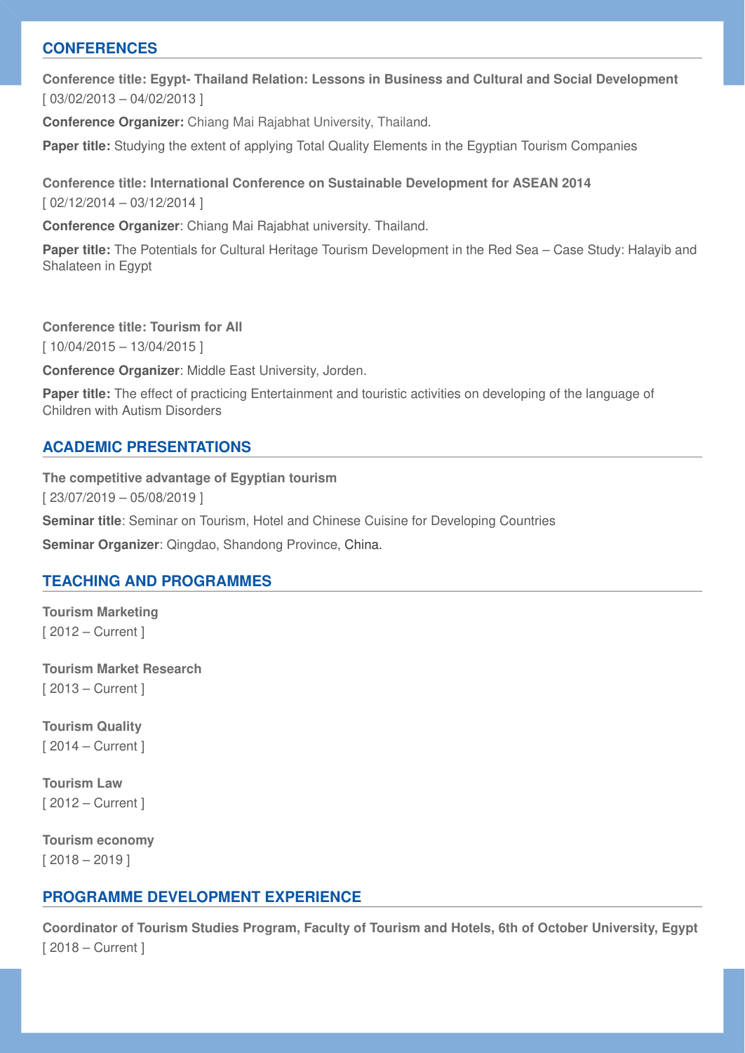## CONFERENCES

**Conference title: Egypt- Thailand Relation: Lessons in Business and Cultural and Social Development**
[ 03/02/2013 – 04/02/2013 ]

**Conference Organizer:** Chiang Mai Rajabhat University, Thailand.

**Paper title:** Studying the extent of applying Total Quality Elements in the Egyptian Tourism Companies

**Conference title: International Conference on Sustainable Development for ASEAN 2014**
[ 02/12/2014 – 03/12/2014 ]

**Conference Organizer**: Chiang Mai Rajabhat university. Thailand.

**Paper title:** The Potentials for Cultural Heritage Tourism Development in the Red Sea – Case Study: Halayib and Shalateen in Egypt

**Conference title: Tourism for All**
[ 10/04/2015 – 13/04/2015 ]

**Conference Organizer**: Middle East University, Jorden.

**Paper title:** The effect of practicing Entertainment and touristic activities on developing of the language of Children with Autism Disorders

## ACADEMIC PRESENTATIONS

**The competitive advantage of Egyptian tourism**
[ 23/07/2019 – 05/08/2019 ]

**Seminar title**: Seminar on Tourism, Hotel and Chinese Cuisine for Developing Countries

**Seminar Organizer**: Qingdao, Shandong Province, China.

## TEACHING AND PROGRAMMES

**Tourism Marketing**
[ 2012 – Current ]

**Tourism Market Research**
[ 2013 – Current ]

**Tourism Quality**
[ 2014 – Current ]

**Tourism Law**
[ 2012 – Current ]

**Tourism economy**
[ 2018 – 2019 ]

## PROGRAMME DEVELOPMENT EXPERIENCE

**Coordinator of Tourism Studies Program, Faculty of Tourism and Hotels, 6th of October University, Egypt**
[ 2018 – Current ]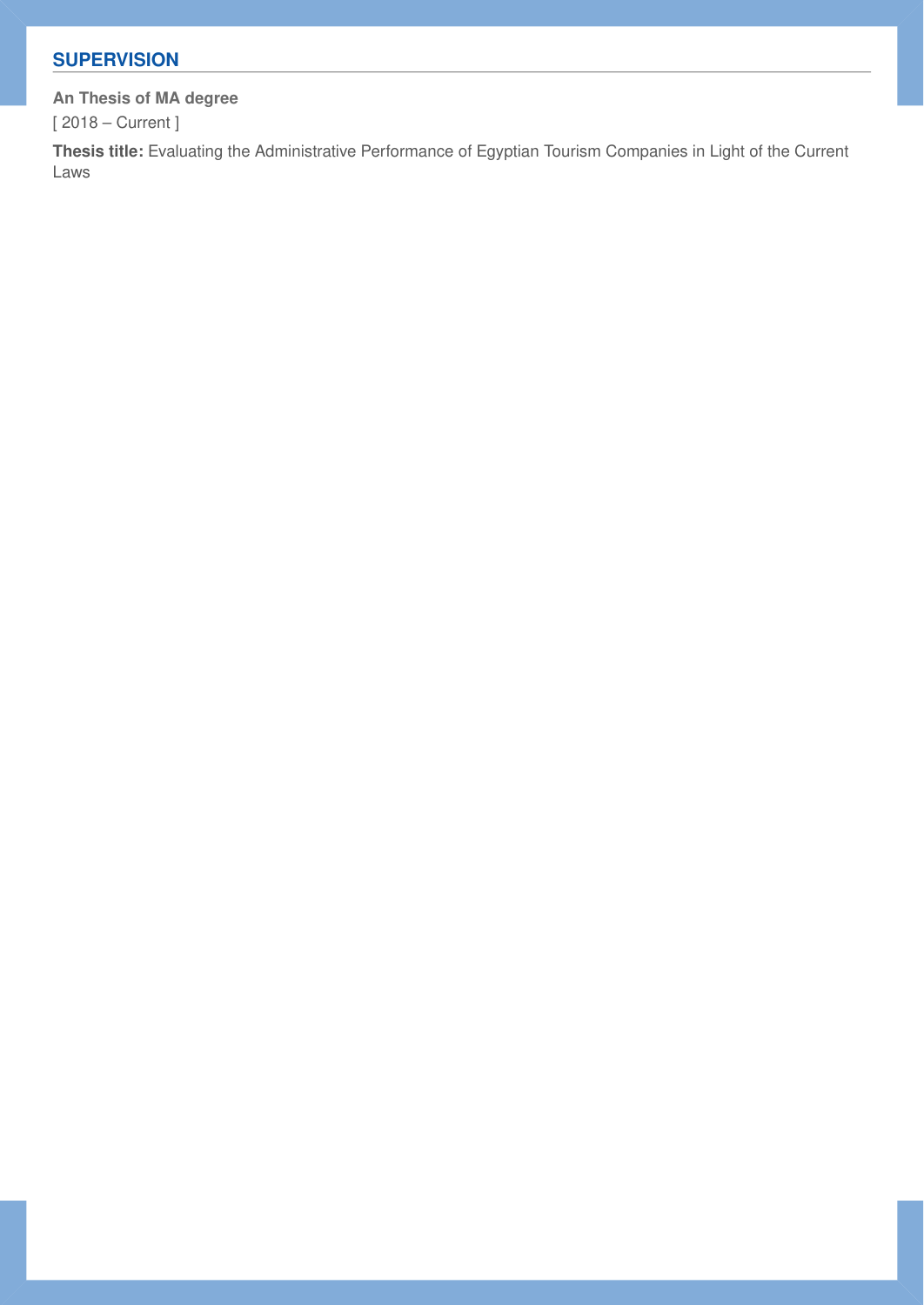## SUPERVISION

**An Thesis of MA degree**

[ 2018 – Current ]

**Thesis title:** Evaluating the Administrative Performance of Egyptian Tourism Companies in Light of the Current Laws